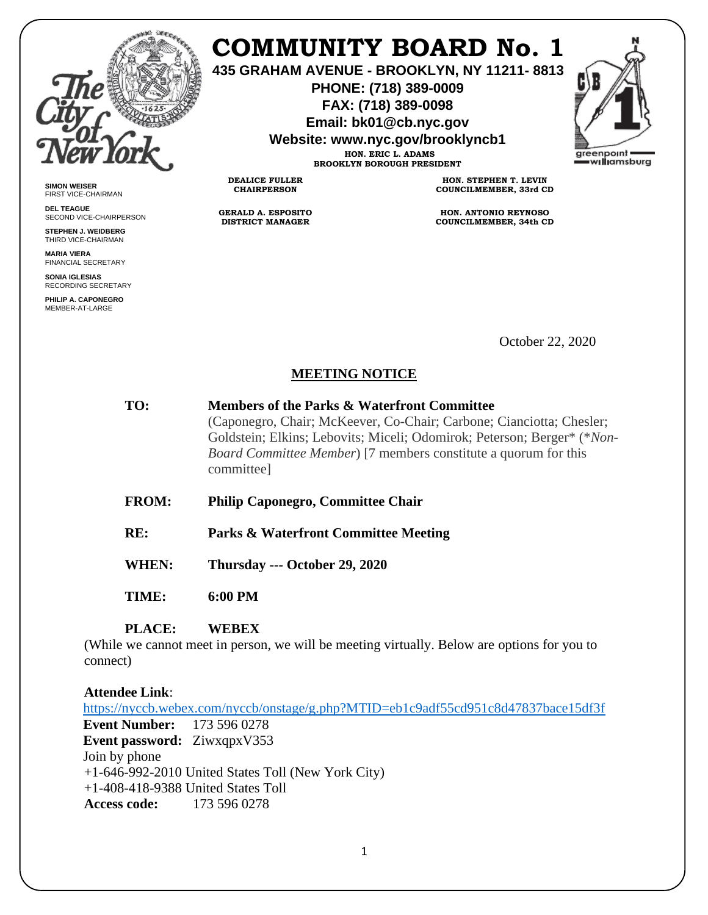# COMMUNITY BOARD No. 1

**435 GRAHAM AVENUE - BROOKLYN, NY 11211- 8813**
**PHONE: (718) 389-0009**
**FAX: (718) 389-0098**
**Email: bk01@cb.nyc.gov**
**Website: www.nyc.gov/brooklyncb1**

**HON. ERIC L. ADAMS**
**BROOKLYN BOROUGH PRESIDENT**

**DEALICE FULLER**
**CHAIRPERSON**

**GERALD A. ESPOSITO**
**DISTRICT MANAGER**

**HON. STEPHEN T. LEVIN**
**COUNCILMEMBER, 33rd CD**

**HON. ANTONIO REYNOSO**
**COUNCILMEMBER, 34th CD**

**SIMON WEISER**
FIRST VICE-CHAIRMAN

**DEL TEAGUE**
SECOND VICE-CHAIRPERSON

**STEPHEN J. WEIDBERG**
THIRD VICE-CHAIRMAN

**MARIA VIERA**
FINANCIAL SECRETARY

**SONIA IGLESIAS**
RECORDING SECRETARY

**PHILIP A. CAPONEGRO**
MEMBER-AT-LARGE

October 22, 2020

## MEETING NOTICE

**TO:** **Members of the Parks & Waterfront Committee**
(Caponegro, Chair; McKeever, Co-Chair; Carbone; Cianciotta; Chesler; Goldstein; Elkins; Lebovits; Miceli; Odomirok; Peterson; Berger* (**Non-Board Committee Member*) [7 members constitute a quorum for this committee]

**FROM:** **Philip Caponegro, Committee Chair**

**RE:** **Parks & Waterfront Committee Meeting**

**WHEN:** **Thursday --- October 29, 2020**

**TIME:** **6:00 PM**

**PLACE:** **WEBEX**
(While we cannot meet in person, we will be meeting virtually. Below are options for you to connect)

**Attendee Link**:
https://nyccb.webex.com/nyccb/onstage/g.php?MTID=eb1c9adf55cd951c8d47837bace15df3f
**Event Number:** 173 596 0278
**Event password:** ZiwxqpxV353
Join by phone
+1-646-992-2010 United States Toll (New York City)
+1-408-418-9388 United States Toll
**Access code:** 173 596 0278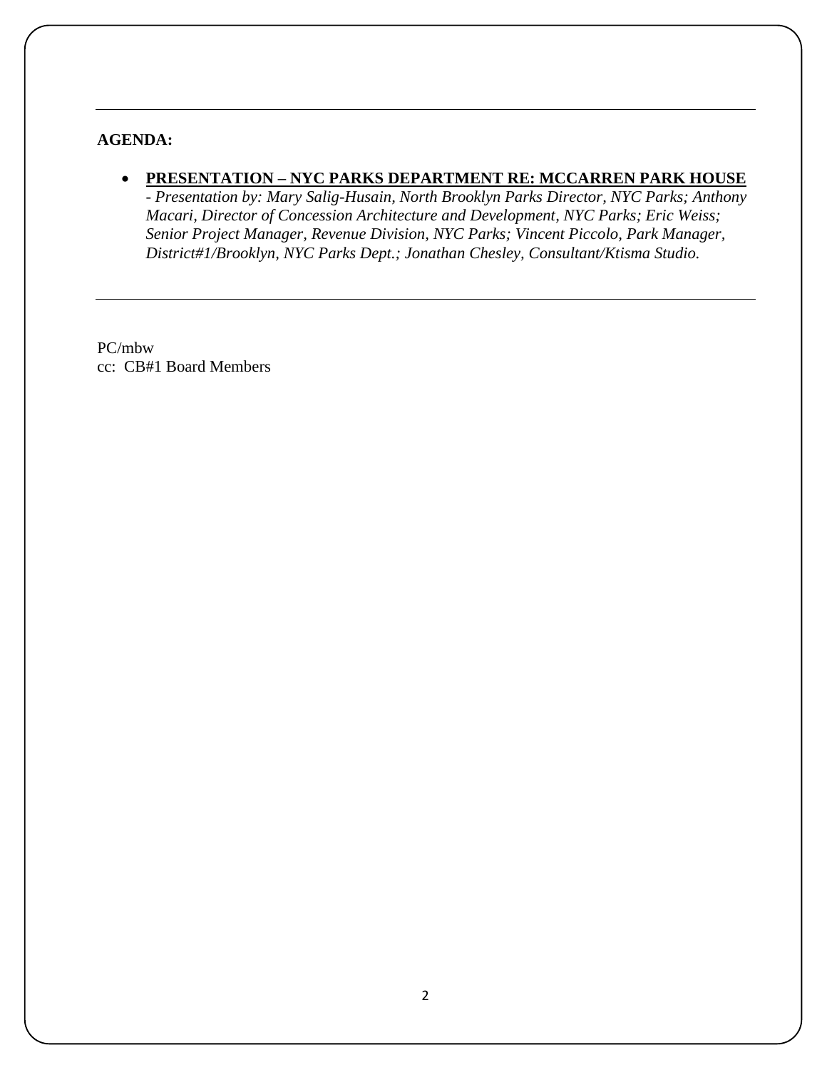---

**AGENDA:**

- **<u>PRESENTATION – NYC PARKS DEPARTMENT RE: MCCARREN PARK HOUSE</u>**
  *- Presentation by: Mary Salig-Husain, North Brooklyn Parks Director, NYC Parks; Anthony Macari, Director of Concession Architecture and Development, NYC Parks; Eric Weiss; Senior Project Manager, Revenue Division, NYC Parks; Vincent Piccolo, Park Manager, District#1/Brooklyn, NYC Parks Dept.; Jonathan Chesley, Consultant/Ktisma Studio.*

---

PC/mbw
cc: CB#1 Board Members